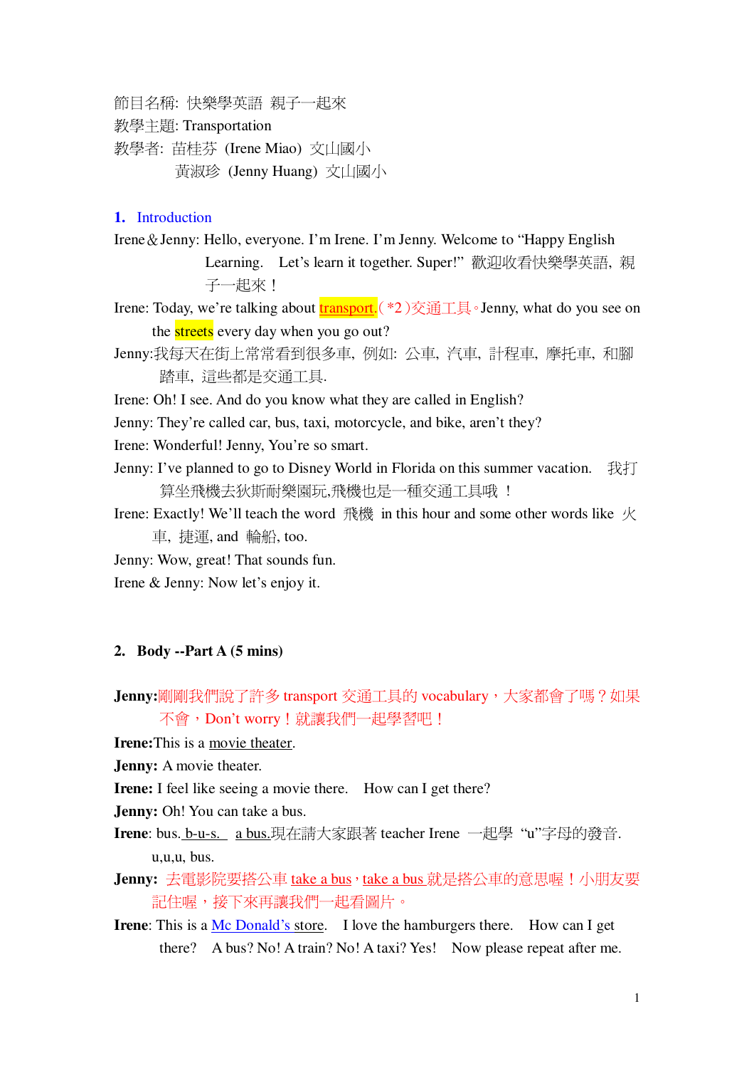節目名稱: 快樂學英語 親子一起來
教學主題: Transportation
教學者: 苗桂芬 (Irene Miao) 文山國小
　　　　黃淑珍 (Jenny Huang) 文山國小

## 1. Introduction

Irene＆Jenny: Hello, everyone. I'm Irene. I'm Jenny. Welcome to "Happy English Learning. Let's learn it together. Super!" 歡迎收看快樂學英語, 親子一起來！

Irene: Today, we're talking about transport.(*2)交通工具。Jenny, what do you see on the streets every day when you go out?

Jenny:我每天在街上常常看到很多車, 例如: 公車, 汽車, 計程車, 摩托車, 和腳踏車, 這些都是交通工具.

Irene: Oh! I see. And do you know what they are called in English?

Jenny: They're called car, bus, taxi, motorcycle, and bike, aren't they?

Irene: Wonderful! Jenny, You're so smart.

Jenny: I've planned to go to Disney World in Florida on this summer vacation. 我打算坐飛機去狄斯耐樂園玩,飛機也是一種交通工具哦 ！

Irene: Exactly! We'll teach the word 飛機 in this hour and some other words like 火車, 捷運, and 輪船, too.

Jenny: Wow, great! That sounds fun.

Irene & Jenny: Now let's enjoy it.

## 2. Body --Part A (5 mins)

**Jenny:**剛剛我們說了許多 transport 交通工具的 vocabulary，大家都會了嗎？如果不會，Don't worry！就讓我們一起學習吧！

**Irene:**This is a movie theater.

**Jenny:** A movie theater.

**Irene:** I feel like seeing a movie there. How can I get there?

**Jenny:** Oh! You can take a bus.

**Irene**: bus. b-u-s. a bus.現在請大家跟著 teacher Irene 一起學 "u"字母的發音. u,u,u, bus.

**Jenny:** 去電影院要搭公車 take a bus，take a bus 就是搭公車的意思喔！小朋友要記住喔，接下來再讓我們一起看圖片。

**Irene**: This is a Mc Donald's store. I love the hamburgers there. How can I get there? A bus? No! A train? No! A taxi? Yes! Now please repeat after me.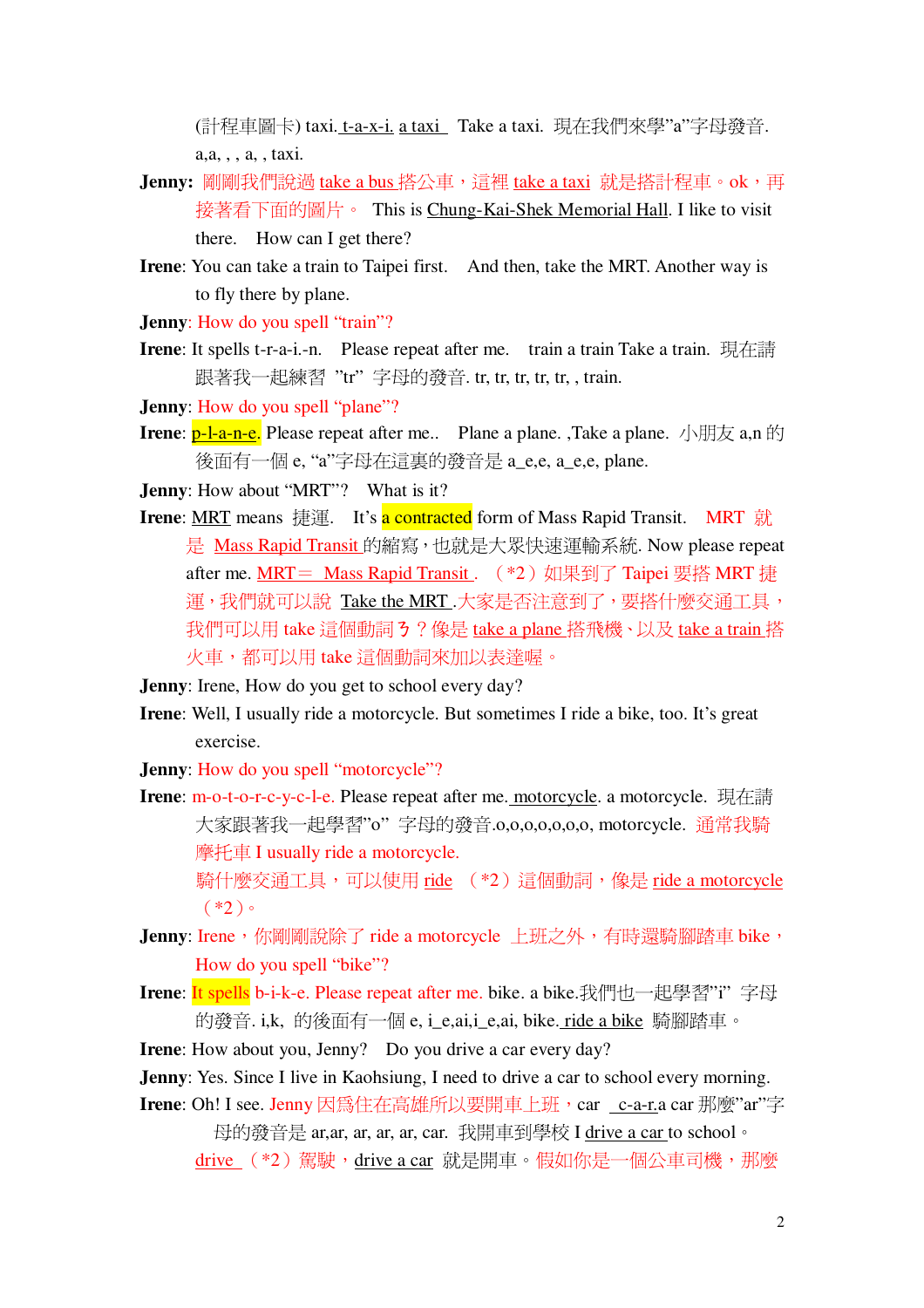(計程車圖卡) taxi. t-a-x-i. a taxi  Take a taxi. 現在我們來學"a"字母發音. a,a, , , a, , taxi.

**Jenny:** 剛剛我們說過 take a bus 搭公車，這裡 take a taxi 就是搭計程車。ok，再接著看下面的圖片。 This is Chung-Kai-Shek Memorial Hall. I like to visit there.  How can I get there?

**Irene**: You can take a train to Taipei first.  And then, take the MRT. Another way is to fly there by plane.

**Jenny**: How do you spell "train"?

**Irene**: It spells t-r-a-i.-n.  Please repeat after me.  train a train Take a train. 現在請跟著我一起練習 "tr" 字母的發音. tr, tr, tr, tr, tr, , train.

**Jenny**: How do you spell "plane"?

**Irene**: p-l-a-n-e. Please repeat after me..  Plane a plane. ,Take a plane. 小朋友 a,n 的後面有一個 e, "a"字母在這裏的發音是 a_e,e, a_e,e, plane.

**Jenny**: How about "MRT"?  What is it?

**Irene**: MRT means 捷運.  It's a contracted form of Mass Rapid Transit.  MRT 就是 Mass Rapid Transit 的縮寫，也就是大眾快速運輸系統. Now please repeat after me. MRT＝ Mass Rapid Transit .  (*2) 如果到了 Taipei 要搭 MRT 捷運，我們就可以說 Take the MRT .大家是否注意到了，要搭什麼交通工具，我們可以用 take 這個動詞ㄋ？像是 take a plane 搭飛機、以及 take a train 搭火車，都可以用 take 這個動詞來加以表達喔。

**Jenny**: Irene, How do you get to school every day?

**Irene**: Well, I usually ride a motorcycle. But sometimes I ride a bike, too. It's great exercise.

**Jenny**: How do you spell "motorcycle"?

**Irene**: m-o-t-o-r-c-y-c-l-e. Please repeat after me. motorcycle. a motorcycle. 現在請大家跟著我一起學習"o" 字母的發音.o,o,o,o,o,o,o, motorcycle. 通常我騎摩托車 I usually ride a motorcycle.
騎什麼交通工具，可以使用 ride  (*2) 這個動詞，像是 ride a motorcycle (*2)。

**Jenny**: Irene，你剛剛說除了 ride a motorcycle 上班之外，有時還騎腳踏車 bike，How do you spell "bike"?

**Irene**: It spells b-i-k-e. Please repeat after me. bike. a bike.我們也一起學習"i" 字母的發音. i,k, 的後面有一個 e, i_e,ai,i_e,ai, bike. ride a bike 騎腳踏車。

**Irene**: How about you, Jenny?  Do you drive a car every day?

**Jenny**: Yes. Since I live in Kaohsiung, I need to drive a car to school every morning.

**Irene**: Oh! I see. Jenny 因爲住在高雄所以要開車上班，car  c-a-r.a car 那麼"ar"字母的發音是 ar,ar, ar, ar, ar, car. 我開車到學校 I drive a car to school。 drive  (*2) 駕駛，drive a car 就是開車。假如你是一個公車司機，那麼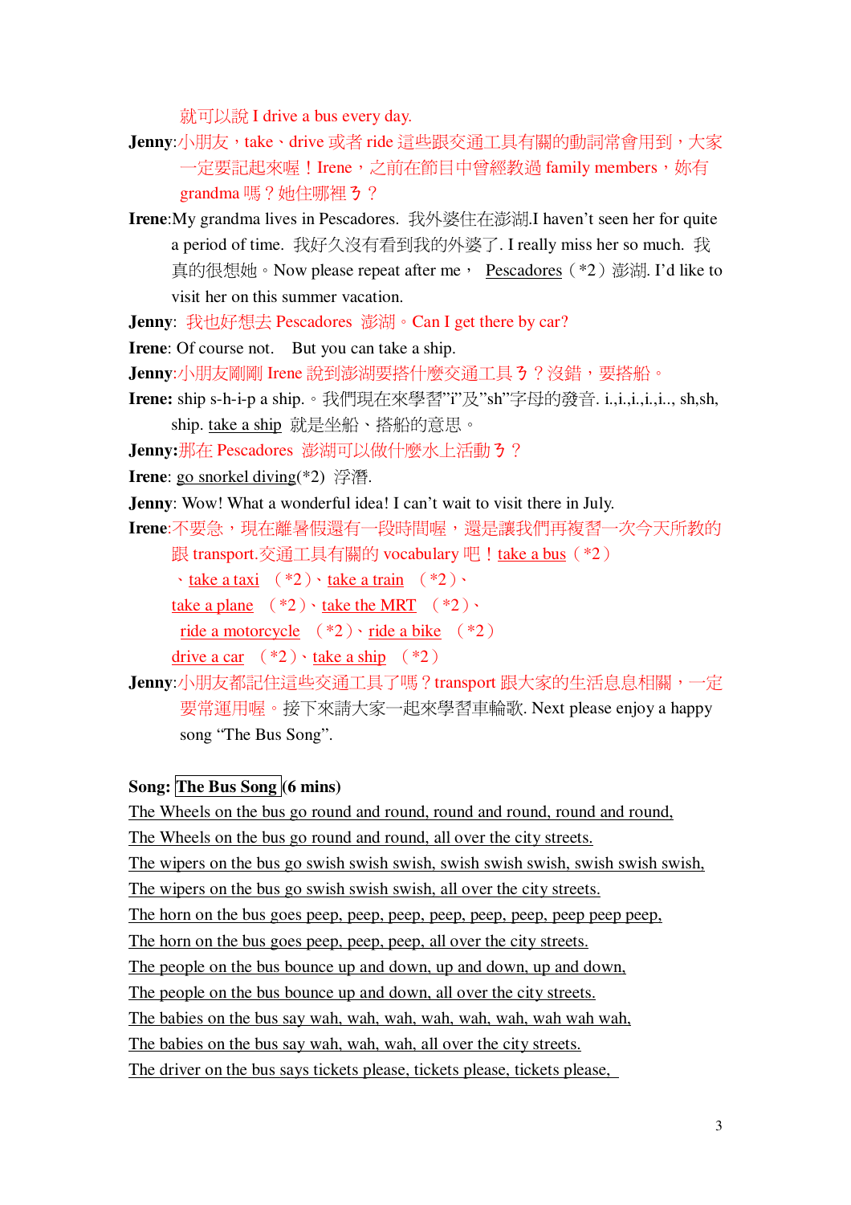就可以說 I drive a bus every day.

**Jenny**:小朋友，take、drive 或者 ride 這些跟交通工具有關的動詞常會用到，大家一定要記起來喔！Irene，之前在節目中曾經教過 family members，妳有 grandma 嗎？她住哪裡ㄋ？

**Irene**:My grandma lives in Pescadores. 我外婆住在澎湖.I haven't seen her for quite a period of time. 我好久沒有看到我的外婆了. I really miss her so much. 我真的很想她。Now please repeat after me， Pescadores（*2）澎湖. I'd like to visit her on this summer vacation.

**Jenny**: 我也好想去 Pescadores 澎湖。Can I get there by car?

**Irene**: Of course not. But you can take a ship.

**Jenny**:小朋友剛剛 Irene 說到澎湖要搭什麼交通工具ㄋ？沒錯，要搭船。

**Irene:** ship s-h-i-p a ship.。我們現在來學習"i"及"sh"字母的發音. i.,i.,i.,i.,i.., sh,sh, ship. take a ship 就是坐船、搭船的意思。

**Jenny:**那在 Pescadores 澎湖可以做什麼水上活動ㄋ？

**Irene**: go snorkel diving(*2) 浮潛.

**Jenny**: Wow! What a wonderful idea! I can't wait to visit there in July.

**Irene**:不要急，現在離暑假還有一段時間喔，還是讓我們再複習一次今天所教的跟 transport.交通工具有關的 vocabulary 吧！take a bus（*2）、take a taxi （*2）、take a train （*2）、take a plane （*2）、take the MRT （*2）、ride a motorcycle （*2）、ride a bike （*2）drive a car （*2）、take a ship （*2）

**Jenny**:小朋友都記住這些交通工具了嗎？transport 跟大家的生活息息相關，一定要常運用喔。接下來請大家一起來學習車輪歌. Next please enjoy a happy song "The Bus Song".

**Song: The Bus Song (6 mins)**

The Wheels on the bus go round and round, round and round, round and round,
The Wheels on the bus go round and round, all over the city streets.
The wipers on the bus go swish swish swish, swish swish swish, swish swish swish,
The wipers on the bus go swish swish swish, all over the city streets.
The horn on the bus goes peep, peep, peep, peep, peep, peep, peep peep peep,
The horn on the bus goes peep, peep, peep, all over the city streets.
The people on the bus bounce up and down, up and down, up and down,
The people on the bus bounce up and down, all over the city streets.
The babies on the bus say wah, wah, wah, wah, wah, wah, wah wah wah,
The babies on the bus say wah, wah, wah, all over the city streets.
The driver on the bus says tickets please, tickets please, tickets please,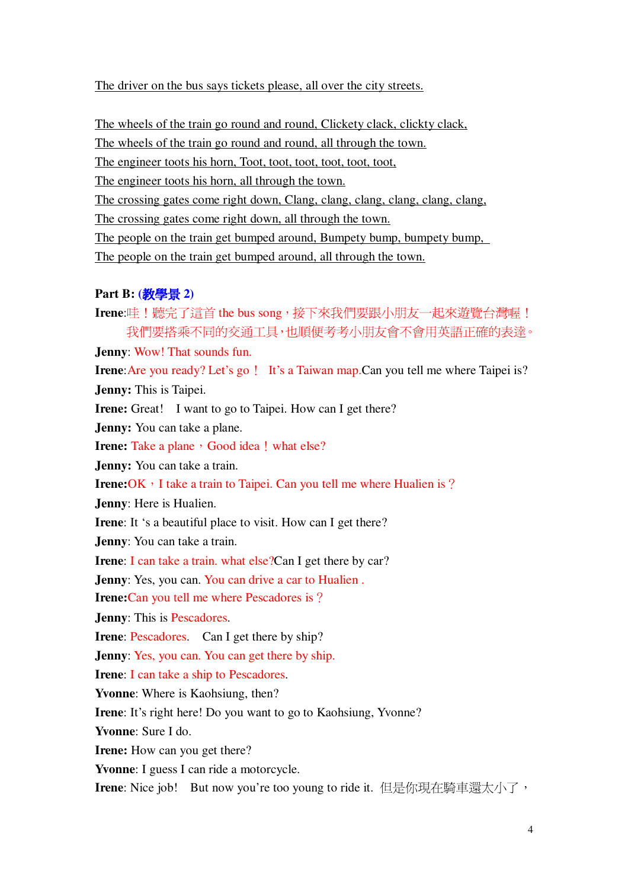The driver on the bus says tickets please, all over the city streets.

The wheels of the train go round and round, Clickety clack, clickty clack,
The wheels of the train go round and round, all through the town.
The engineer toots his horn, Toot, toot, toot, toot, toot, toot,
The engineer toots his horn, all through the town.
The crossing gates come right down, Clang, clang, clang, clang, clang, clang,
The crossing gates come right down, all through the town.
The people on the train get bumped around, Bumpety bump, bumpety bump,
The people on the train get bumped around, all through the town.

**Part B: (教學景 2)**

**Irene**:哇！聽完了這首 the bus song，接下來我們要跟小朋友一起來遊覽台灣喔！我們要搭乘不同的交通工具，也順便考考小朋友會不會用英語正確的表達。

**Jenny**: Wow! That sounds fun.

**Irene**:Are you ready? Let's go！ It's a Taiwan map.Can you tell me where Taipei is?

**Jenny:** This is Taipei.

**Irene:** Great! I want to go to Taipei. How can I get there?

**Jenny:** You can take a plane.

**Irene:** Take a plane，Good idea！what else?

**Jenny:** You can take a train.

**Irene:**OK，I take a train to Taipei. Can you tell me where Hualien is？

**Jenny**: Here is Hualien.

**Irene**: It 's a beautiful place to visit. How can I get there?

**Jenny**: You can take a train.

**Irene**: I can take a train. what else?Can I get there by car?

**Jenny**: Yes, you can. You can drive a car to Hualien .

**Irene:**Can you tell me where Pescadores is？

**Jenny**: This is Pescadores.

**Irene**: Pescadores. Can I get there by ship?

**Jenny**: Yes, you can. You can get there by ship.

**Irene**: I can take a ship to Pescadores.

**Yvonne**: Where is Kaohsiung, then?

**Irene**: It's right here! Do you want to go to Kaohsiung, Yvonne?

**Yvonne**: Sure I do.

**Irene:** How can you get there?

**Yvonne**: I guess I can ride a motorcycle.

**Irene**: Nice job! But now you're too young to ride it. 但是你現在騎車還太小了，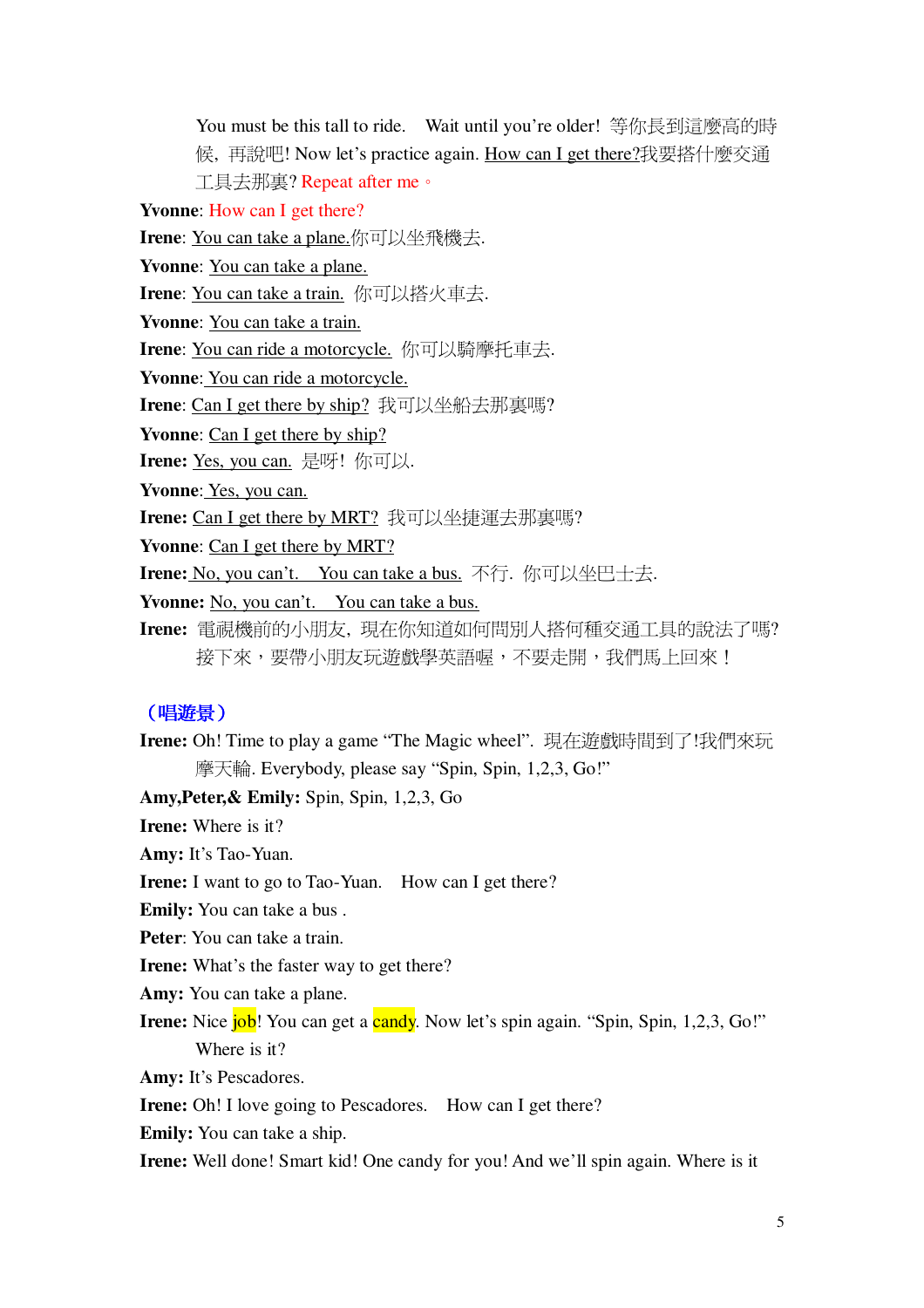You must be this tall to ride.　Wait until you're older! 等你長到這麼高的時候，再說吧! Now let's practice again. How can I get there?我要搭什麼交通工具去那裏? Repeat after me。

**Yvonne**: How can I get there?

**Irene**: You can take a plane.你可以坐飛機去.

**Yvonne**: You can take a plane.

**Irene**: You can take a train. 你可以搭火車去.

**Yvonne**: You can take a train.

**Irene**: You can ride a motorcycle. 你可以騎摩托車去.

**Yvonne**: You can ride a motorcycle.

**Irene**: Can I get there by ship? 我可以坐船去那裏嗎?

**Yvonne**: Can I get there by ship?

**Irene:** Yes, you can. 是呀! 你可以.

**Yvonne**: Yes, you can.

**Irene:** Can I get there by MRT? 我可以坐捷運去那裏嗎?

**Yvonne**: Can I get there by MRT?

**Irene:** No, you can't.　You can take a bus. 不行. 你可以坐巴士去.

**Yvonne:** No, you can't.　You can take a bus.

**Irene:** 電視機前的小朋友，現在你知道如何問別人搭何種交通工具的說法了嗎? 接下來，要帶小朋友玩遊戲學英語喔，不要走開，我們馬上回來！

**（唱遊景）**

**Irene:** Oh! Time to play a game "The Magic wheel". 現在遊戲時間到了!我們來玩摩天輪. Everybody, please say "Spin, Spin, 1,2,3, Go!"

**Amy,Peter,& Emily:** Spin, Spin, 1,2,3, Go

**Irene:** Where is it?

**Amy:** It's Tao-Yuan.

**Irene:** I want to go to Tao-Yuan.　How can I get there?

**Emily:** You can take a bus .

**Peter**: You can take a train.

**Irene:** What's the faster way to get there?

**Amy:** You can take a plane.

**Irene:** Nice job! You can get a candy. Now let's spin again. "Spin, Spin, 1,2,3, Go!" Where is it?

**Amy:** It's Pescadores.

**Irene:** Oh! I love going to Pescadores.　How can I get there?

**Emily:** You can take a ship.

**Irene:** Well done! Smart kid! One candy for you! And we'll spin again. Where is it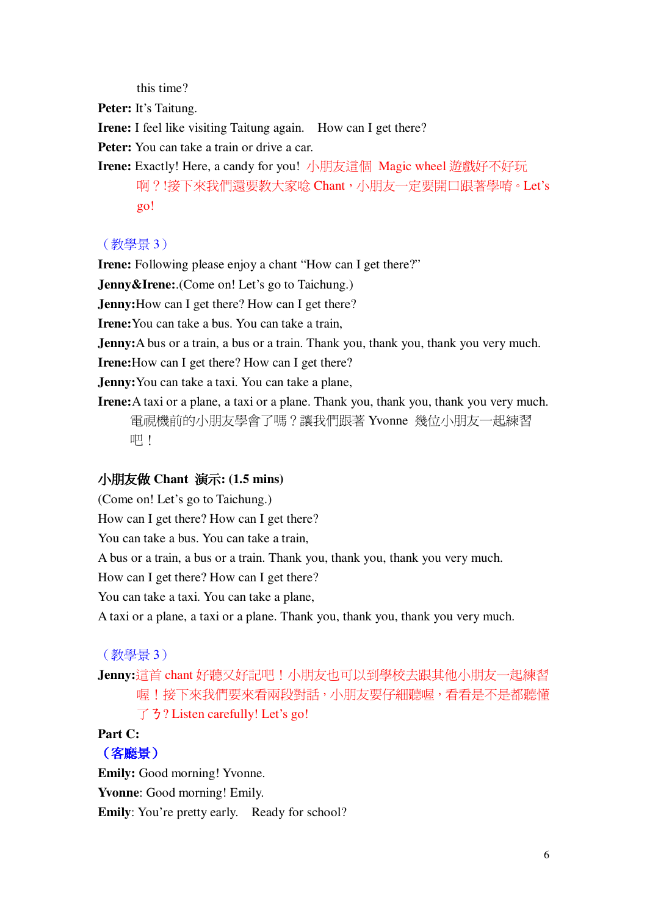this time?

**Peter:** It's Taitung.

**Irene:** I feel like visiting Taitung again.  How can I get there?

**Peter:** You can take a train or drive a car.

**Irene:** Exactly! Here, a candy for you! 小朋友這個 Magic wheel 遊戲好不好玩啊？!接下來我們還要教大家唸 Chant，小朋友一定要開口跟著學唷。Let's go!

（教學景 3）

**Irene:** Following please enjoy a chant "How can I get there?"

**Jenny&Irene:**.(Come on! Let's go to Taichung.)

**Jenny:**How can I get there? How can I get there?

**Irene:**You can take a bus. You can take a train,

**Jenny:**A bus or a train, a bus or a train. Thank you, thank you, thank you very much.

**Irene:**How can I get there? How can I get there?

**Jenny:**You can take a taxi. You can take a plane,

**Irene:**A taxi or a plane, a taxi or a plane. Thank you, thank you, thank you very much. 電視機前的小朋友學會了嗎？讓我們跟著 Yvonne 幾位小朋友一起練習吧！

**小朋友做 Chant 演示: (1.5 mins)**

(Come on! Let's go to Taichung.)

How can I get there? How can I get there?

You can take a bus. You can take a train,

A bus or a train, a bus or a train. Thank you, thank you, thank you very much.

How can I get there? How can I get there?

You can take a taxi. You can take a plane,

A taxi or a plane, a taxi or a plane. Thank you, thank you, thank you very much.

（教學景 3）

**Jenny:**這首 chant 好聽又好記吧！小朋友也可以到學校去跟其他小朋友一起練習喔！接下來我們要來看兩段對話，小朋友要仔細聽喔，看看是不是都聽懂了ㄋ? Listen carefully! Let's go!

**Part C:**

**（客廳景）**

**Emily:** Good morning! Yvonne.

**Yvonne**: Good morning! Emily.

**Emily**: You're pretty early.  Ready for school?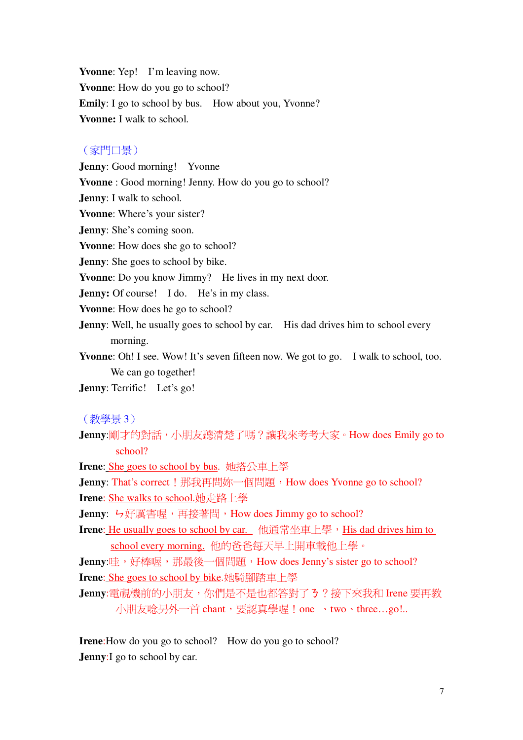**Yvonne**: Yep!　I'm leaving now.

**Yvonne**: How do you go to school?

**Emily**: I go to school by bus.　How about you, Yvonne?

**Yvonne:** I walk to school.

（家門口景）

**Jenny**: Good morning!　Yvonne

**Yvonne** : Good morning! Jenny. How do you go to school?

**Jenny**: I walk to school.

**Yvonne**: Where's your sister?

**Jenny**: She's coming soon.

**Yvonne**: How does she go to school?

**Jenny**: She goes to school by bike.

**Yvonne**: Do you know Jimmy?　He lives in my next door.

**Jenny:** Of course!　I do.　He's in my class.

**Yvonne**: How does he go to school?

**Jenny**: Well, he usually goes to school by car.　His dad drives him to school every morning.

**Yvonne**: Oh! I see. Wow! It's seven fifteen now. We got to go.　I walk to school, too. We can go together!

**Jenny**: Terrific!　Let's go!

（教學景 3）

**Jenny**:剛才的對話，小朋友聽清楚了嗎？讓我來考考大家。How does Emily go to school?

**Irene**: She goes to school by bus.  她搭公車上學

**Jenny**: That's correct！那我再問妳一個問題，How does Yvonne go to school?

**Irene**: She walks to school.她走路上學

**Jenny**:  ㄅ好厲害喔，再接著問，How does Jimmy go to school?

**Irene**: He usually goes to school by car.   他通常坐車上學，His dad drives him to school every morning.  他的爸爸每天早上開車載他上學。

**Jenny**:哇，好棒喔，那最後一個問題，How does Jenny's sister go to school?

**Irene**: She goes to school by bike.她騎腳踏車上學

**Jenny**:電視機前的小朋友，你們是不是也都答對了ㄋ？接下來我和 Irene 要再教小朋友唸另外一首 chant，要認真學喔！one 、two、three…go!..

**Irene**:How do you go to school?　How do you go to school?

**Jenny**:I go to school by car.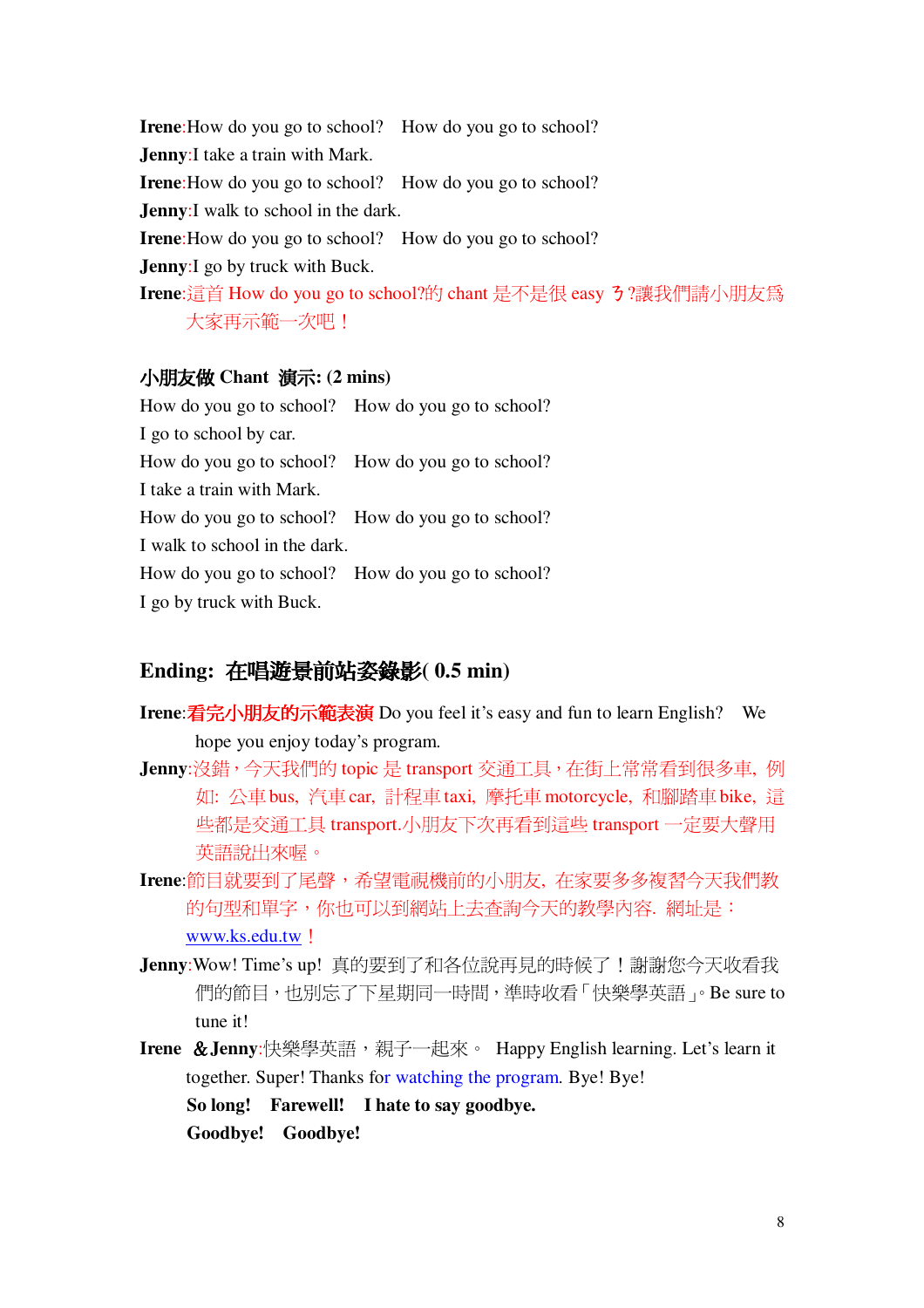**Irene**:How do you go to school? How do you go to school?

**Jenny**:I take a train with Mark.

**Irene**:How do you go to school? How do you go to school?

**Jenny**:I walk to school in the dark.

**Irene**:How do you go to school? How do you go to school?

**Jenny**:I go by truck with Buck.

**Irene**:這首 How do you go to school?的 chant 是不是很 easy ㄋ?讓我們請小朋友爲大家再示範一次吧！

**小朋友做 Chant 演示: (2 mins)**

How do you go to school? How do you go to school?

I go to school by car.

How do you go to school? How do you go to school?

I take a train with Mark.

How do you go to school? How do you go to school?

I walk to school in the dark.

How do you go to school? How do you go to school?

I go by truck with Buck.

## Ending: 在唱遊景前站姿錄影( 0.5 min)

**Irene**:看完小朋友的示範表演 Do you feel it's easy and fun to learn English? We hope you enjoy today's program.

**Jenny**:沒錯，今天我們的 topic 是 transport 交通工具，在街上常常看到很多車, 例如: 公車 bus, 汽車 car, 計程車 taxi, 摩托車 motorcycle, 和腳踏車 bike, 這些都是交通工具 transport.小朋友下次再看到這些 transport 一定要大聲用英語說出來喔。

**Irene**:節目就要到了尾聲，希望電視機前的小朋友, 在家要多多複習今天我們教的句型和單字，你也可以到網站上去查詢今天的教學內容. 網址是：www.ks.edu.tw！

**Jenny**:Wow! Time's up! 真的要到了和各位說再見的時候了！謝謝您今天收看我們的節目，也別忘了下星期同一時間，準時收看「快樂學英語」。Be sure to tune it!

**Irene &Jenny**:快樂學英語，親子一起來。 Happy English learning. Let's learn it together. Super! Thanks for watching the program. Bye! Bye!

**So long! Farewell! I hate to say goodbye.**

**Goodbye! Goodbye!**